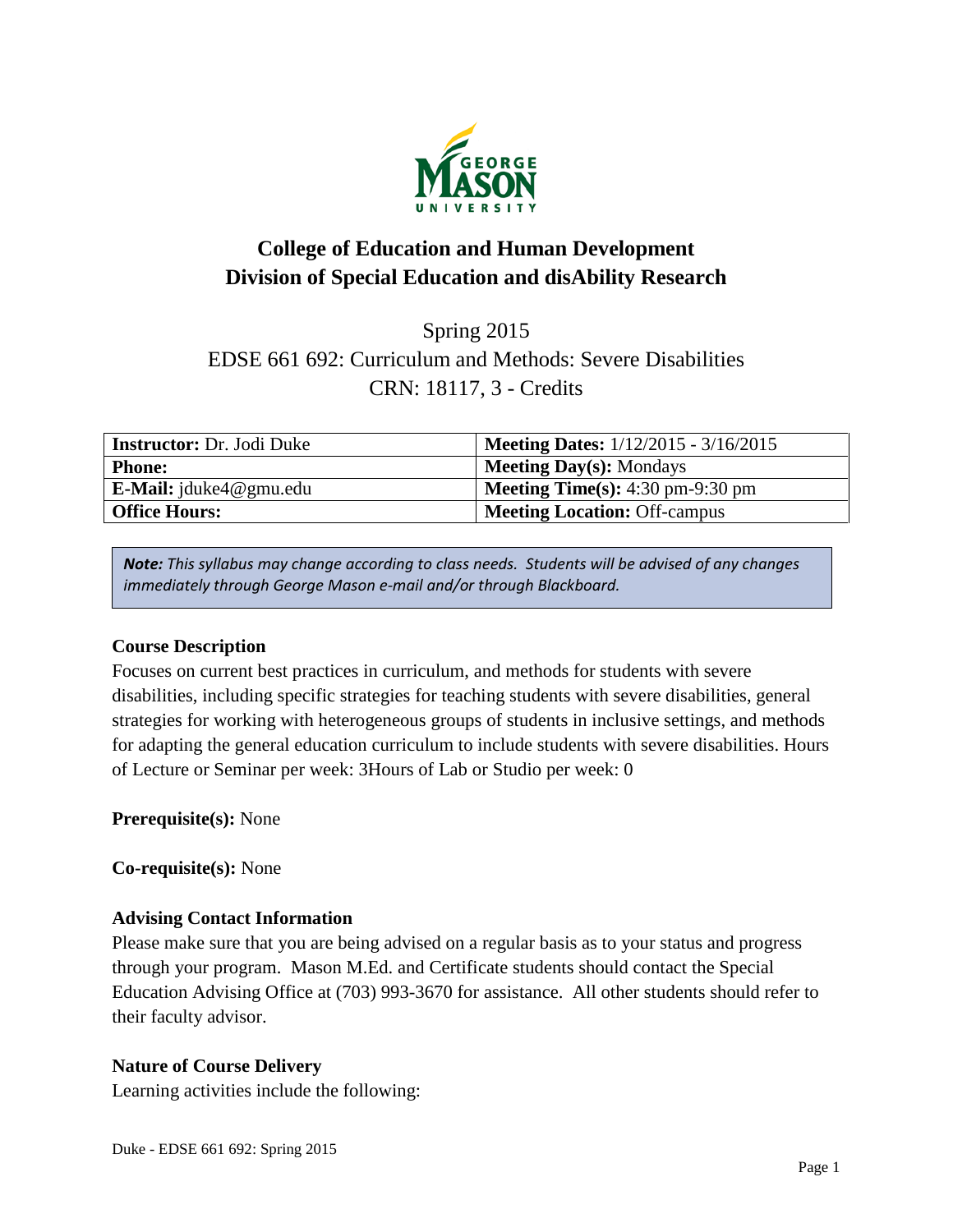# College of Education and Human Development
# Division of Special Education and disAbility Research

Spring 2015
EDSE 661 692: Curriculum and Methods: Severe Disabilities
CRN: 18117, 3 - Credits

| **Instructor:** Dr. Jodi Duke | **Meeting Dates:** 1/12/2015 - 3/16/2015 |
|---|---|
| **Phone:** | **Meeting Day(s):** Mondays |
| **E-Mail:** jduke4@gmu.edu | **Meeting Time(s):** 4:30 pm-9:30 pm |
| **Office Hours:** | **Meeting Location:** Off-campus |

***Note:*** *This syllabus may change according to class needs. Students will be advised of any changes immediately through George Mason e-mail and/or through Blackboard.*

**Course Description**
Focuses on current best practices in curriculum, and methods for students with severe disabilities, including specific strategies for teaching students with severe disabilities, general strategies for working with heterogeneous groups of students in inclusive settings, and methods for adapting the general education curriculum to include students with severe disabilities. Hours of Lecture or Seminar per week: 3Hours of Lab or Studio per week: 0

**Prerequisite(s):** None

**Co-requisite(s):** None

**Advising Contact Information**
Please make sure that you are being advised on a regular basis as to your status and progress through your program. Mason M.Ed. and Certificate students should contact the Special Education Advising Office at (703) 993-3670 for assistance. All other students should refer to their faculty advisor.

**Nature of Course Delivery**
Learning activities include the following: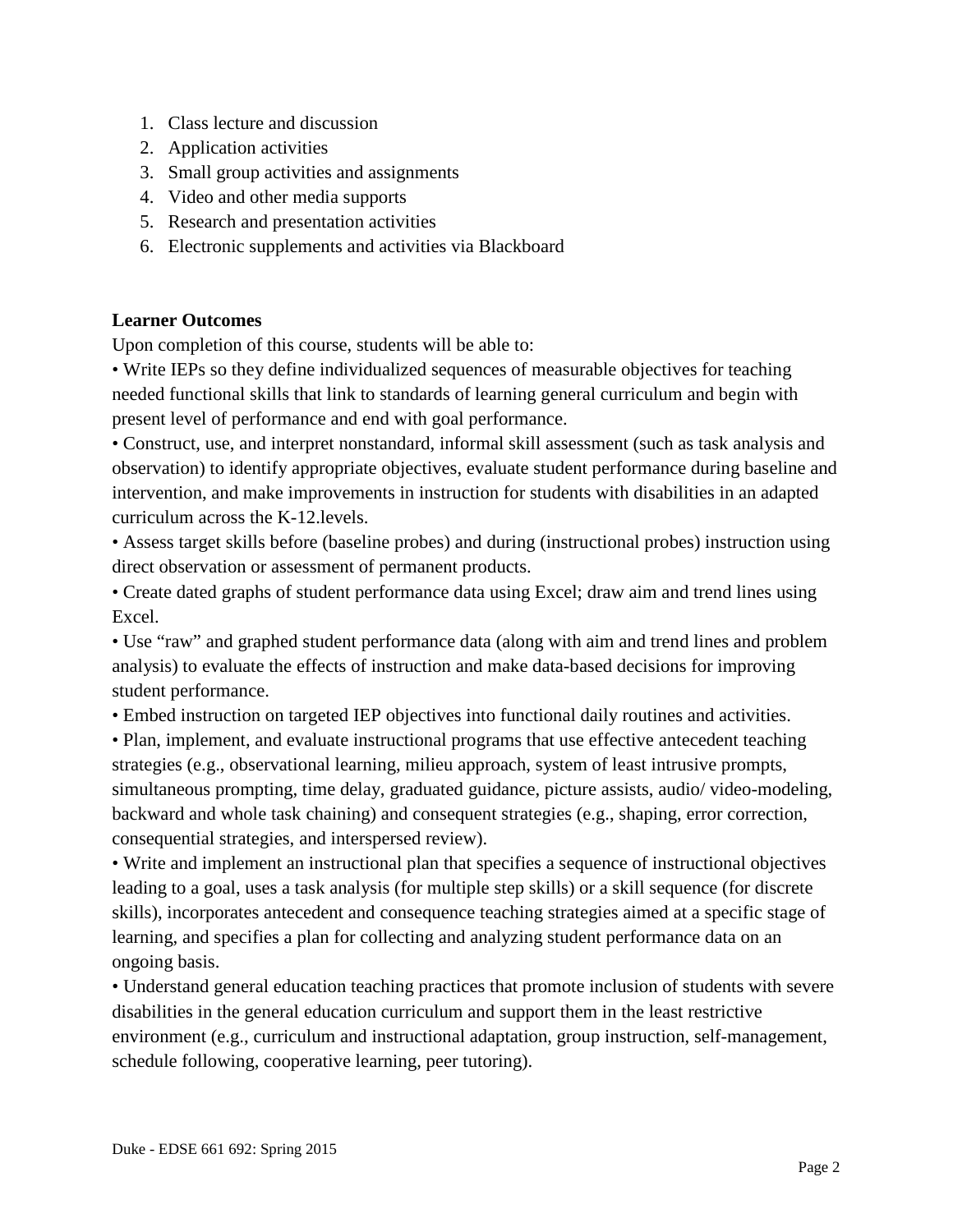1. Class lecture and discussion
2. Application activities
3. Small group activities and assignments
4. Video and other media supports
5. Research and presentation activities
6. Electronic supplements and activities via Blackboard

**Learner Outcomes**

Upon completion of this course, students will be able to:

• Write IEPs so they define individualized sequences of measurable objectives for teaching needed functional skills that link to standards of learning general curriculum and begin with present level of performance and end with goal performance.

• Construct, use, and interpret nonstandard, informal skill assessment (such as task analysis and observation) to identify appropriate objectives, evaluate student performance during baseline and intervention, and make improvements in instruction for students with disabilities in an adapted curriculum across the K-12.levels.

• Assess target skills before (baseline probes) and during (instructional probes) instruction using direct observation or assessment of permanent products.

• Create dated graphs of student performance data using Excel; draw aim and trend lines using Excel.

• Use "raw" and graphed student performance data (along with aim and trend lines and problem analysis) to evaluate the effects of instruction and make data-based decisions for improving student performance.

• Embed instruction on targeted IEP objectives into functional daily routines and activities.

• Plan, implement, and evaluate instructional programs that use effective antecedent teaching strategies (e.g., observational learning, milieu approach, system of least intrusive prompts, simultaneous prompting, time delay, graduated guidance, picture assists, audio/ video-modeling, backward and whole task chaining) and consequent strategies (e.g., shaping, error correction, consequential strategies, and interspersed review).

• Write and implement an instructional plan that specifies a sequence of instructional objectives leading to a goal, uses a task analysis (for multiple step skills) or a skill sequence (for discrete skills), incorporates antecedent and consequence teaching strategies aimed at a specific stage of learning, and specifies a plan for collecting and analyzing student performance data on an ongoing basis.

• Understand general education teaching practices that promote inclusion of students with severe disabilities in the general education curriculum and support them in the least restrictive environment (e.g., curriculum and instructional adaptation, group instruction, self-management, schedule following, cooperative learning, peer tutoring).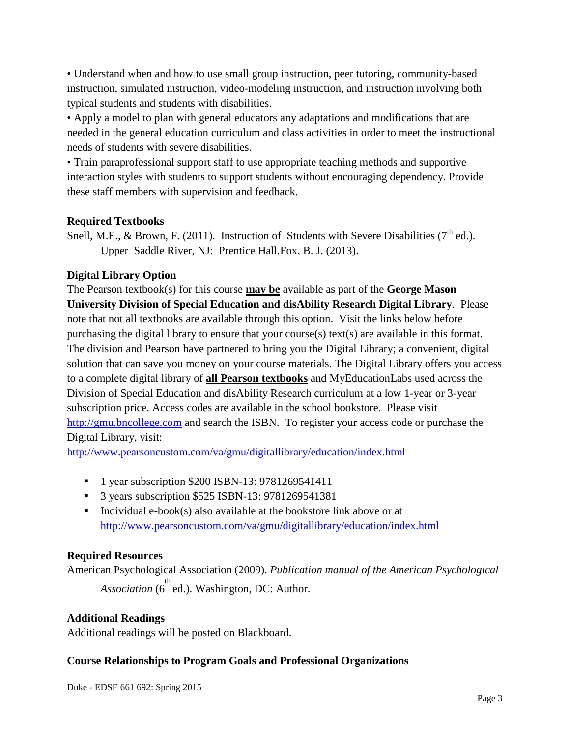• Understand when and how to use small group instruction, peer tutoring, community-based instruction, simulated instruction, video-modeling instruction, and instruction involving both typical students and students with disabilities.

• Apply a model to plan with general educators any adaptations and modifications that are needed in the general education curriculum and class activities in order to meet the instructional needs of students with severe disabilities.

• Train paraprofessional support staff to use appropriate teaching methods and supportive interaction styles with students to support students without encouraging dependency. Provide these staff members with supervision and feedback.

**Required Textbooks**

Snell, M.E., & Brown, F. (2011). Instruction of Students with Severe Disabilities (7th ed.). Upper Saddle River, NJ: Prentice Hall.Fox, B. J. (2013).

**Digital Library Option**

The Pearson textbook(s) for this course **may be** available as part of the **George Mason University Division of Special Education and disAbility Research Digital Library**. Please note that not all textbooks are available through this option. Visit the links below before purchasing the digital library to ensure that your course(s) text(s) are available in this format. The division and Pearson have partnered to bring you the Digital Library; a convenient, digital solution that can save you money on your course materials. The Digital Library offers you access to a complete digital library of **all Pearson textbooks** and MyEducationLabs used across the Division of Special Education and disAbility Research curriculum at a low 1-year or 3-year subscription price. Access codes are available in the school bookstore. Please visit http://gmu.bncollege.com and search the ISBN. To register your access code or purchase the Digital Library, visit:
http://www.pearsoncustom.com/va/gmu/digitallibrary/education/index.html

- 1 year subscription $200 ISBN-13: 9781269541411
- 3 years subscription $525 ISBN-13: 9781269541381
- Individual e-book(s) also available at the bookstore link above or at http://www.pearsoncustom.com/va/gmu/digitallibrary/education/index.html

**Required Resources**

American Psychological Association (2009). *Publication manual of the American Psychological Association* (6th ed.). Washington, DC: Author.

**Additional Readings**

Additional readings will be posted on Blackboard.

**Course Relationships to Program Goals and Professional Organizations**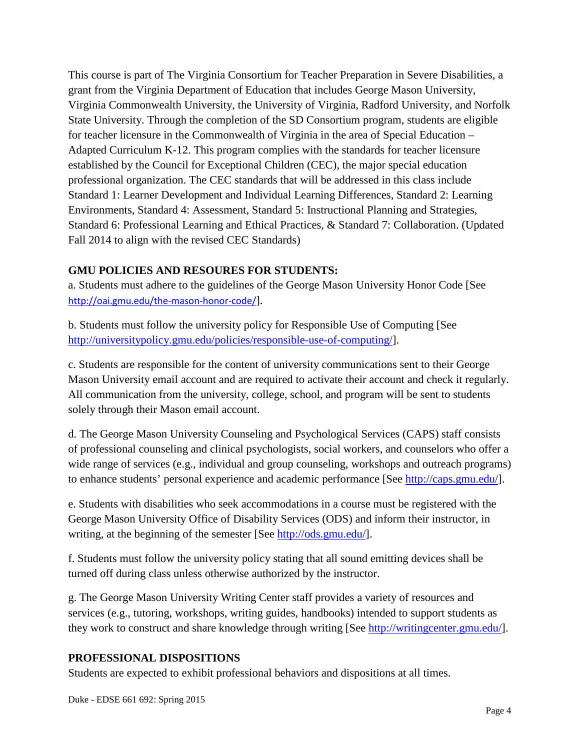This course is part of The Virginia Consortium for Teacher Preparation in Severe Disabilities, a grant from the Virginia Department of Education that includes George Mason University, Virginia Commonwealth University, the University of Virginia, Radford University, and Norfolk State University. Through the completion of the SD Consortium program, students are eligible for teacher licensure in the Commonwealth of Virginia in the area of Special Education – Adapted Curriculum K-12. This program complies with the standards for teacher licensure established by the Council for Exceptional Children (CEC), the major special education professional organization. The CEC standards that will be addressed in this class include Standard 1: Learner Development and Individual Learning Differences, Standard 2: Learning Environments, Standard 4: Assessment, Standard 5: Instructional Planning and Strategies, Standard 6: Professional Learning and Ethical Practices, & Standard 7: Collaboration. (Updated Fall 2014 to align with the revised CEC Standards)

**GMU POLICIES AND RESOURES FOR STUDENTS:**

a. Students must adhere to the guidelines of the George Mason University Honor Code [See http://oai.gmu.edu/the-mason-honor-code/].

b. Students must follow the university policy for Responsible Use of Computing [See http://universitypolicy.gmu.edu/policies/responsible-use-of-computing/].

c. Students are responsible for the content of university communications sent to their George Mason University email account and are required to activate their account and check it regularly. All communication from the university, college, school, and program will be sent to students solely through their Mason email account.

d. The George Mason University Counseling and Psychological Services (CAPS) staff consists of professional counseling and clinical psychologists, social workers, and counselors who offer a wide range of services (e.g., individual and group counseling, workshops and outreach programs) to enhance students' personal experience and academic performance [See http://caps.gmu.edu/].

e. Students with disabilities who seek accommodations in a course must be registered with the George Mason University Office of Disability Services (ODS) and inform their instructor, in writing, at the beginning of the semester [See http://ods.gmu.edu/].

f. Students must follow the university policy stating that all sound emitting devices shall be turned off during class unless otherwise authorized by the instructor.

g. The George Mason University Writing Center staff provides a variety of resources and services (e.g., tutoring, workshops, writing guides, handbooks) intended to support students as they work to construct and share knowledge through writing [See http://writingcenter.gmu.edu/].

**PROFESSIONAL DISPOSITIONS**

Students are expected to exhibit professional behaviors and dispositions at all times.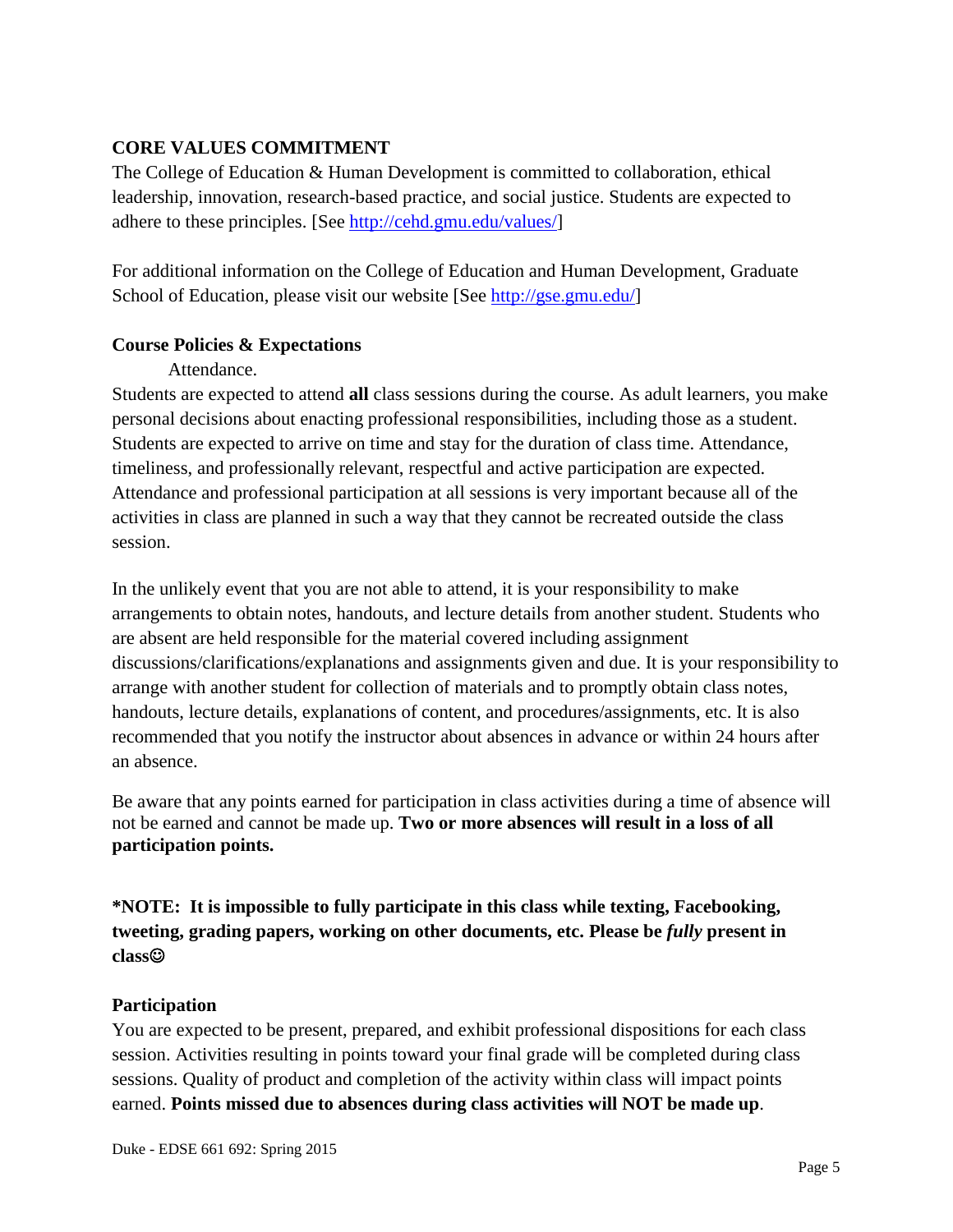**CORE VALUES COMMITMENT**

The College of Education & Human Development is committed to collaboration, ethical leadership, innovation, research-based practice, and social justice. Students are expected to adhere to these principles. [See http://cehd.gmu.edu/values/]

For additional information on the College of Education and Human Development, Graduate School of Education, please visit our website [See http://gse.gmu.edu/]

**Course Policies & Expectations**

Attendance.

Students are expected to attend **all** class sessions during the course. As adult learners, you make personal decisions about enacting professional responsibilities, including those as a student. Students are expected to arrive on time and stay for the duration of class time. Attendance, timeliness, and professionally relevant, respectful and active participation are expected. Attendance and professional participation at all sessions is very important because all of the activities in class are planned in such a way that they cannot be recreated outside the class session.

In the unlikely event that you are not able to attend, it is your responsibility to make arrangements to obtain notes, handouts, and lecture details from another student. Students who are absent are held responsible for the material covered including assignment discussions/clarifications/explanations and assignments given and due. It is your responsibility to arrange with another student for collection of materials and to promptly obtain class notes, handouts, lecture details, explanations of content, and procedures/assignments, etc. It is also recommended that you notify the instructor about absences in advance or within 24 hours after an absence.

Be aware that any points earned for participation in class activities during a time of absence will not be earned and cannot be made up. **Two or more absences will result in a loss of all participation points.**

**\*NOTE: It is impossible to fully participate in this class while texting, Facebooking, tweeting, grading papers, working on other documents, etc. Please be *fully* present in class☺**

**Participation**

You are expected to be present, prepared, and exhibit professional dispositions for each class session. Activities resulting in points toward your final grade will be completed during class sessions. Quality of product and completion of the activity within class will impact points earned. **Points missed due to absences during class activities will NOT be made up**.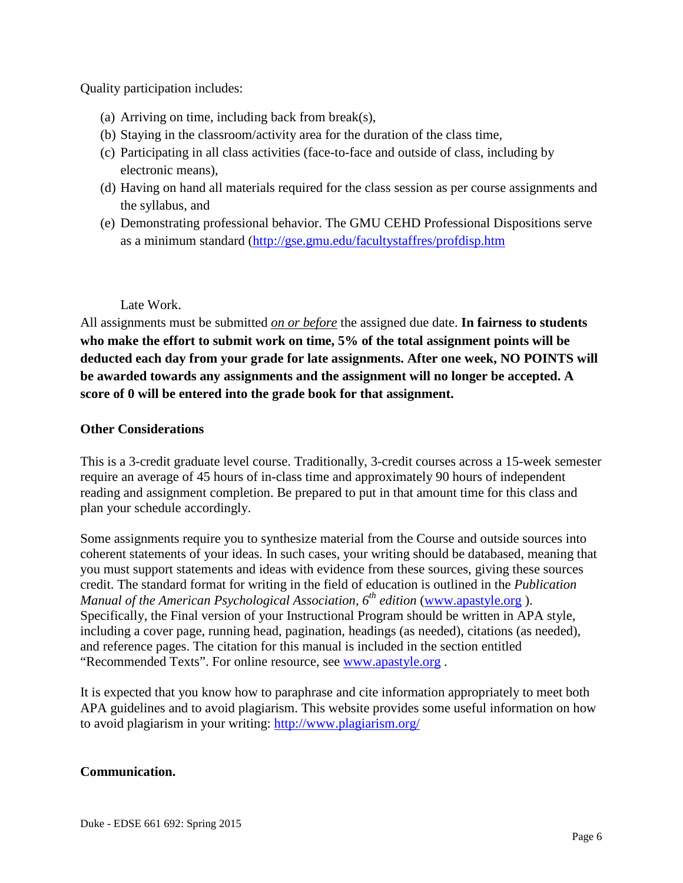Quality participation includes:

(a) Arriving on time, including back from break(s),
(b) Staying in the classroom/activity area for the duration of the class time,
(c) Participating in all class activities (face-to-face and outside of class, including by electronic means),
(d) Having on hand all materials required for the class session as per course assignments and the syllabus, and
(e) Demonstrating professional behavior. The GMU CEHD Professional Dispositions serve as a minimum standard (http://gse.gmu.edu/facultystaffres/profdisp.htm

Late Work.

All assignments must be submitted *on or before* the assigned due date. **In fairness to students who make the effort to submit work on time, 5% of the total assignment points will be deducted each day from your grade for late assignments. After one week, NO POINTS will be awarded towards any assignments and the assignment will no longer be accepted. A score of 0 will be entered into the grade book for that assignment.**

**Other Considerations**

This is a 3-credit graduate level course. Traditionally, 3-credit courses across a 15-week semester require an average of 45 hours of in-class time and approximately 90 hours of independent reading and assignment completion. Be prepared to put in that amount time for this class and plan your schedule accordingly.

Some assignments require you to synthesize material from the Course and outside sources into coherent statements of your ideas. In such cases, your writing should be databased, meaning that you must support statements and ideas with evidence from these sources, giving these sources credit. The standard format for writing in the field of education is outlined in the *Publication Manual of the American Psychological Association, 6th edition* (www.apastyle.org ). Specifically, the Final version of your Instructional Program should be written in APA style, including a cover page, running head, pagination, headings (as needed), citations (as needed), and reference pages. The citation for this manual is included in the section entitled "Recommended Texts". For online resource, see www.apastyle.org .

It is expected that you know how to paraphrase and cite information appropriately to meet both APA guidelines and to avoid plagiarism. This website provides some useful information on how to avoid plagiarism in your writing: http://www.plagiarism.org/

**Communication.**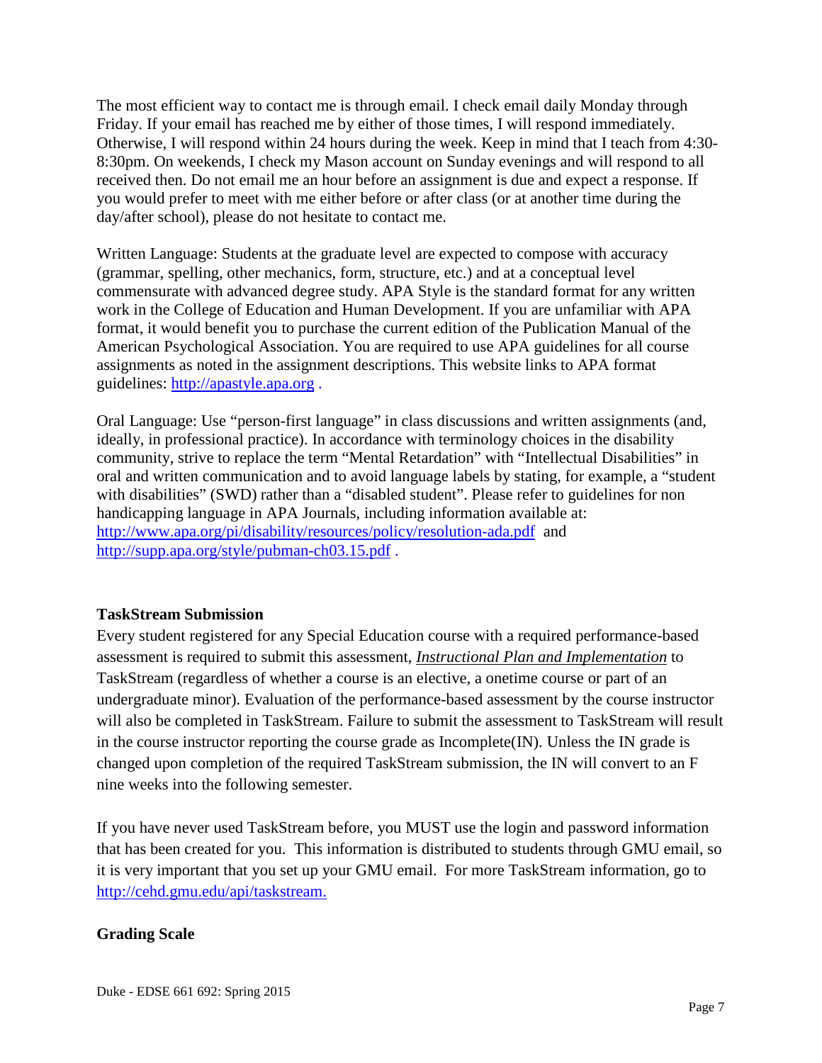The most efficient way to contact me is through email. I check email daily Monday through Friday. If your email has reached me by either of those times, I will respond immediately. Otherwise, I will respond within 24 hours during the week. Keep in mind that I teach from 4:30-8:30pm. On weekends, I check my Mason account on Sunday evenings and will respond to all received then. Do not email me an hour before an assignment is due and expect a response. If you would prefer to meet with me either before or after class (or at another time during the day/after school), please do not hesitate to contact me.

Written Language: Students at the graduate level are expected to compose with accuracy (grammar, spelling, other mechanics, form, structure, etc.) and at a conceptual level commensurate with advanced degree study. APA Style is the standard format for any written work in the College of Education and Human Development. If you are unfamiliar with APA format, it would benefit you to purchase the current edition of the Publication Manual of the American Psychological Association. You are required to use APA guidelines for all course assignments as noted in the assignment descriptions. This website links to APA format guidelines: [http://apastyle.apa.org](http://apastyle.apa.org) .

Oral Language: Use "person-first language" in class discussions and written assignments (and, ideally, in professional practice). In accordance with terminology choices in the disability community, strive to replace the term "Mental Retardation" with "Intellectual Disabilities" in oral and written communication and to avoid language labels by stating, for example, a "student with disabilities" (SWD) rather than a "disabled student". Please refer to guidelines for non handicapping language in APA Journals, including information available at: [http://www.apa.org/pi/disability/resources/policy/resolution-ada.pdf](http://www.apa.org/pi/disability/resources/policy/resolution-ada.pdf) and [http://supp.apa.org/style/pubman-ch03.15.pdf](http://supp.apa.org/style/pubman-ch03.15.pdf) .

### TaskStream Submission

Every student registered for any Special Education course with a required performance-based assessment is required to submit this assessment, ***Instructional Plan and Implementation*** to TaskStream (regardless of whether a course is an elective, a onetime course or part of an undergraduate minor). Evaluation of the performance-based assessment by the course instructor will also be completed in TaskStream. Failure to submit the assessment to TaskStream will result in the course instructor reporting the course grade as Incomplete(IN). Unless the IN grade is changed upon completion of the required TaskStream submission, the IN will convert to an F nine weeks into the following semester.

If you have never used TaskStream before, you MUST use the login and password information that has been created for you. This information is distributed to students through GMU email, so it is very important that you set up your GMU email. For more TaskStream information, go to [http://cehd.gmu.edu/api/taskstream.](http://cehd.gmu.edu/api/taskstream)

### Grading Scale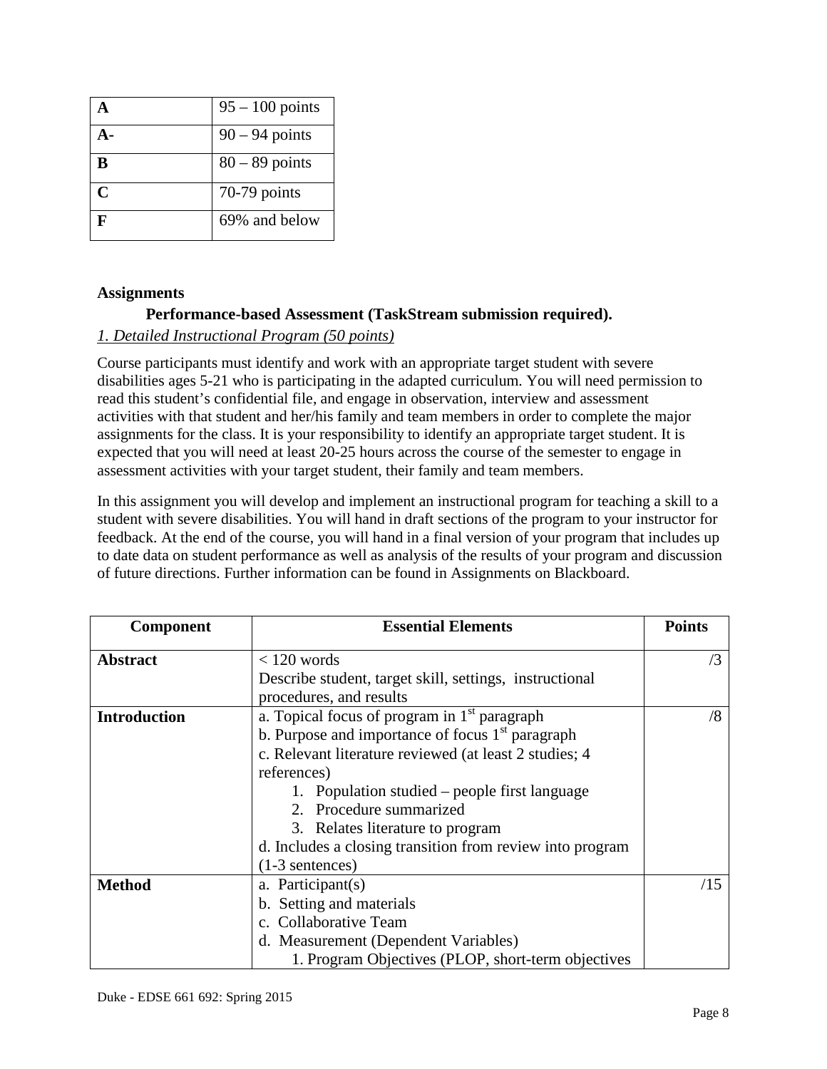| A | 95 – 100 points |
|---|---|
| A- | 90 – 94 points |
| B | 80 – 89 points |
| C | 70-79 points |
| F | 69% and below |

**Assignments**

**Performance-based Assessment (TaskStream submission required).**

*1. Detailed Instructional Program (50 points)*

Course participants must identify and work with an appropriate target student with severe disabilities ages 5-21 who is participating in the adapted curriculum. You will need permission to read this student's confidential file, and engage in observation, interview and assessment activities with that student and her/his family and team members in order to complete the major assignments for the class. It is your responsibility to identify an appropriate target student. It is expected that you will need at least 20-25 hours across the course of the semester to engage in assessment activities with your target student, their family and team members.

In this assignment you will develop and implement an instructional program for teaching a skill to a student with severe disabilities. You will hand in draft sections of the program to your instructor for feedback. At the end of the course, you will hand in a final version of your program that includes up to date data on student performance as well as analysis of the results of your program and discussion of future directions. Further information can be found in Assignments on Blackboard.

| Component | Essential Elements | Points |
|---|---|---|
| **Abstract** | < 120 words<br>Describe student, target skill, settings, instructional procedures, and results | /3 |
| **Introduction** | a. Topical focus of program in 1st paragraph<br>b. Purpose and importance of focus 1st paragraph<br>c. Relevant literature reviewed (at least 2 studies; 4 references)<br>1. Population studied – people first language<br>2. Procedure summarized<br>3. Relates literature to program<br>d. Includes a closing transition from review into program (1-3 sentences) | /8 |
| **Method** | a. Participant(s)<br>b. Setting and materials<br>c. Collaborative Team<br>d. Measurement (Dependent Variables)<br>1. Program Objectives (PLOP, short-term objectives | /15 |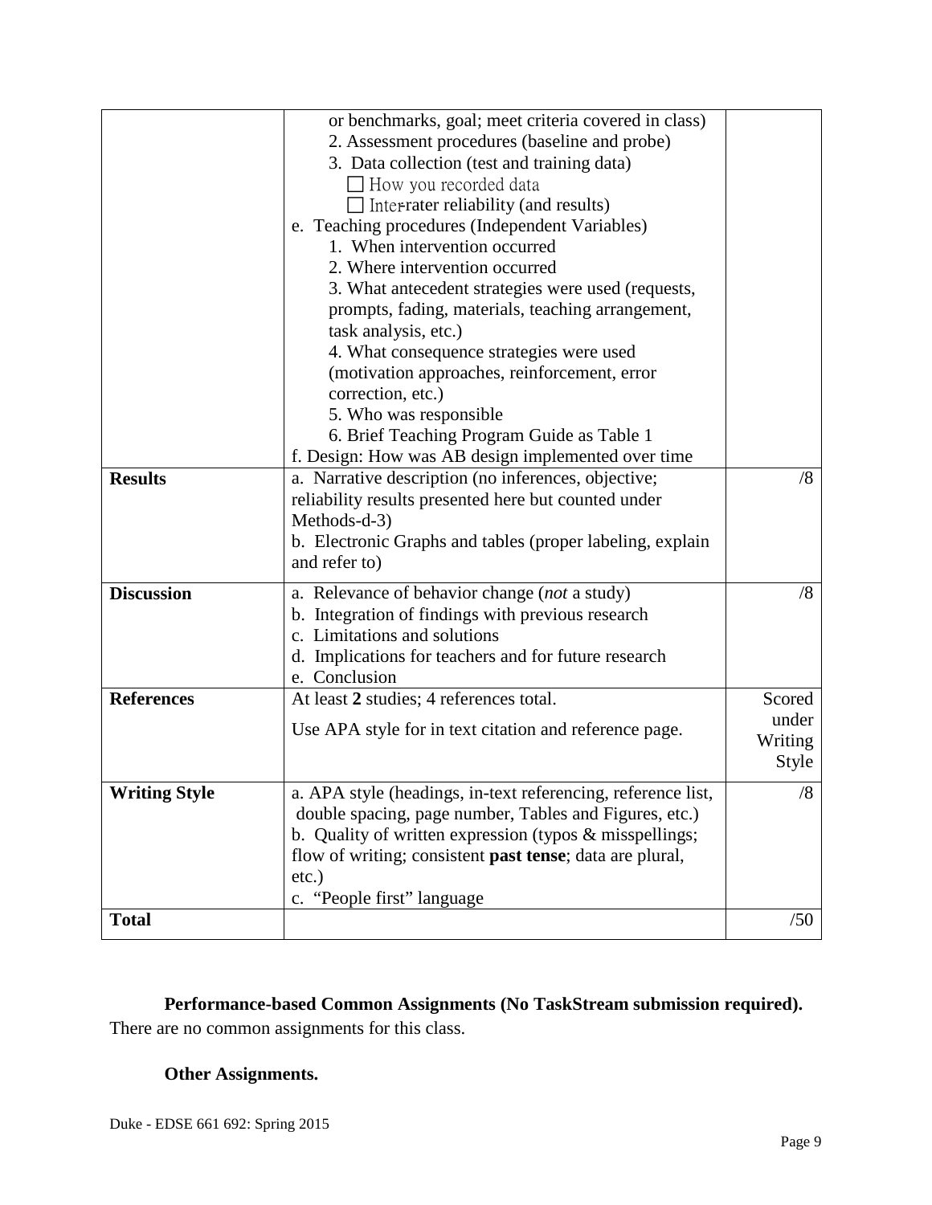| | | |
|---|---|---|
| | or benchmarks, goal; meet criteria covered in class)<br>2. Assessment procedures (baseline and probe)<br>3. Data collection (test and training data)<br>☐ How you recorded data<br>☐ Inter-rater reliability (and results)<br>e. Teaching procedures (Independent Variables)<br>1. When intervention occurred<br>2. Where intervention occurred<br>3. What antecedent strategies were used (requests, prompts, fading, materials, teaching arrangement, task analysis, etc.)<br>4. What consequence strategies were used (motivation approaches, reinforcement, error correction, etc.)<br>5. Who was responsible<br>6. Brief Teaching Program Guide as Table 1<br>f. Design: How was AB design implemented over time | |
| **Results** | a. Narrative description (no inferences, objective; reliability results presented here but counted under Methods-d-3)<br>b. Electronic Graphs and tables (proper labeling, explain and refer to) | /8 |
| **Discussion** | a. Relevance of behavior change (*not* a study)<br>b. Integration of findings with previous research<br>c. Limitations and solutions<br>d. Implications for teachers and for future research<br>e. Conclusion | /8 |
| **References** | At least **2** studies; 4 references total.<br>Use APA style for in text citation and reference page. | Scored under Writing Style |
| **Writing Style** | a. APA style (headings, in-text referencing, reference list, double spacing, page number, Tables and Figures, etc.)<br>b. Quality of written expression (typos & misspellings; flow of writing; consistent **past tense**; data are plural, etc.)<br>c. "People first" language | /8 |
| **Total** | | /50 |

**Performance-based Common Assignments (No TaskStream submission required).**
There are no common assignments for this class.

**Other Assignments.**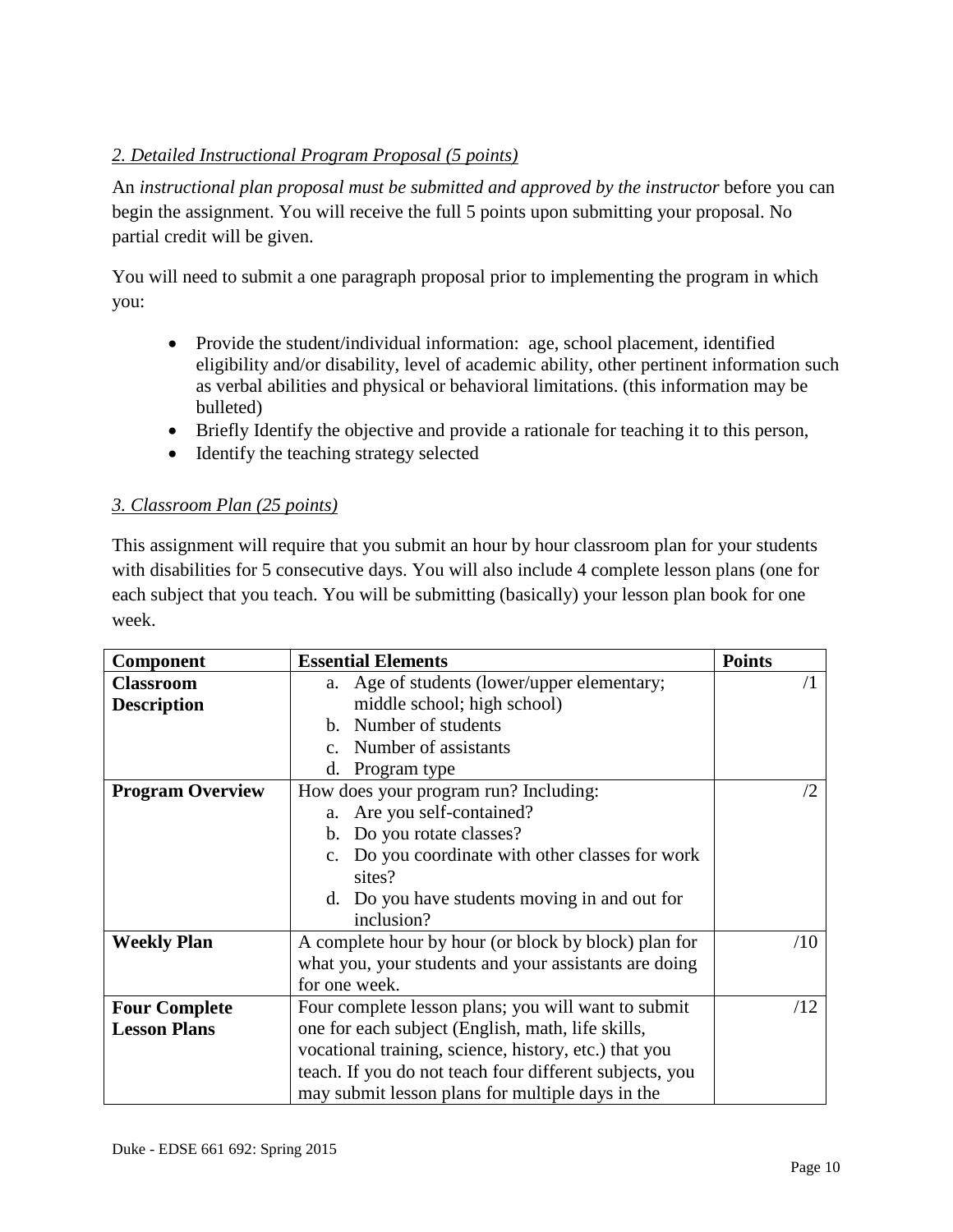*2. Detailed Instructional Program Proposal (5 points)*

An *instructional plan proposal must be submitted and approved by the instructor* before you can begin the assignment. You will receive the full 5 points upon submitting your proposal. No partial credit will be given.

You will need to submit a one paragraph proposal prior to implementing the program in which you:

- Provide the student/individual information: age, school placement, identified eligibility and/or disability, level of academic ability, other pertinent information such as verbal abilities and physical or behavioral limitations. (this information may be bulleted)
- Briefly Identify the objective and provide a rationale for teaching it to this person,
- Identify the teaching strategy selected

*3. Classroom Plan (25 points)*

This assignment will require that you submit an hour by hour classroom plan for your students with disabilities for 5 consecutive days. You will also include 4 complete lesson plans (one for each subject that you teach. You will be submitting (basically) your lesson plan book for one week.

| Component | Essential Elements | Points |
|---|---|---|
| **Classroom Description** | a. Age of students (lower/upper elementary; middle school; high school)<br>b. Number of students<br>c. Number of assistants<br>d. Program type | /1 |
| **Program Overview** | How does your program run? Including:<br>a. Are you self-contained?<br>b. Do you rotate classes?<br>c. Do you coordinate with other classes for work sites?<br>d. Do you have students moving in and out for inclusion? | /2 |
| **Weekly Plan** | A complete hour by hour (or block by block) plan for what you, your students and your assistants are doing for one week. | /10 |
| **Four Complete Lesson Plans** | Four complete lesson plans; you will want to submit one for each subject (English, math, life skills, vocational training, science, history, etc.) that you teach. If you do not teach four different subjects, you may submit lesson plans for multiple days in the | /12 |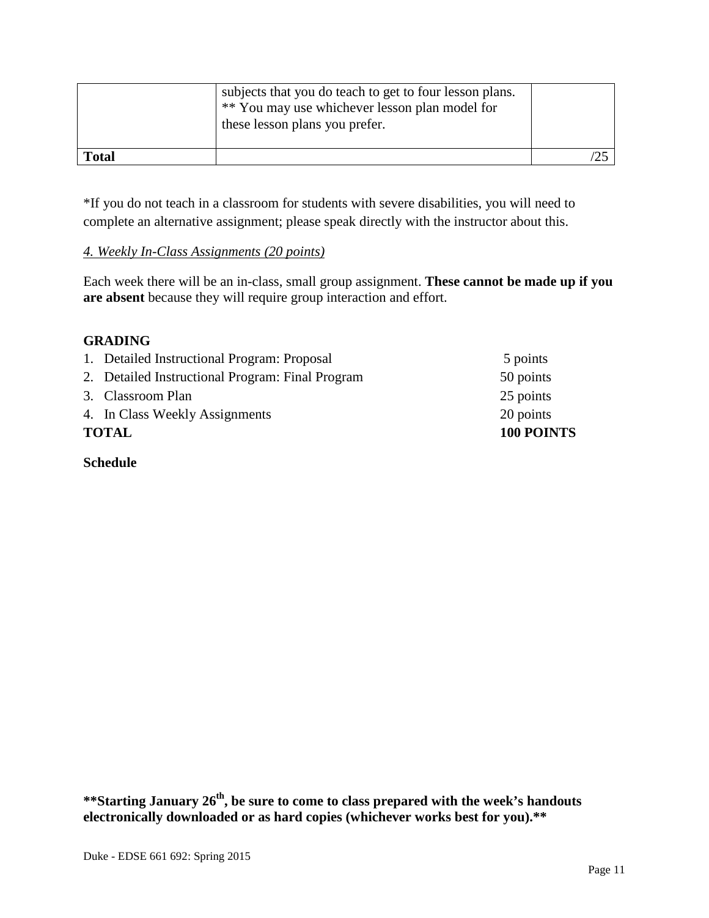| | | |
|---|---|---|
| | subjects that you do teach to get to four lesson plans. ** You may use whichever lesson plan model for these lesson plans you prefer. | |
| **Total** | | /25 |

*If you do not teach in a classroom for students with severe disabilities, you will need to complete an alternative assignment; please speak directly with the instructor about this.

*4. Weekly In-Class Assignments (20 points)*

Each week there will be an in-class, small group assignment. **These cannot be made up if you are absent** because they will require group interaction and effort.

**GRADING**

| | |
|---|---|
| 1. Detailed Instructional Program: Proposal | 5 points |
| 2. Detailed Instructional Program: Final Program | 50 points |
| 3. Classroom Plan | 25 points |
| 4. In Class Weekly Assignments | 20 points |
| **TOTAL** | **100 POINTS** |

**Schedule**

**\*\*Starting January 26th, be sure to come to class prepared with the week's handouts electronically downloaded or as hard copies (whichever works best for you).\*\***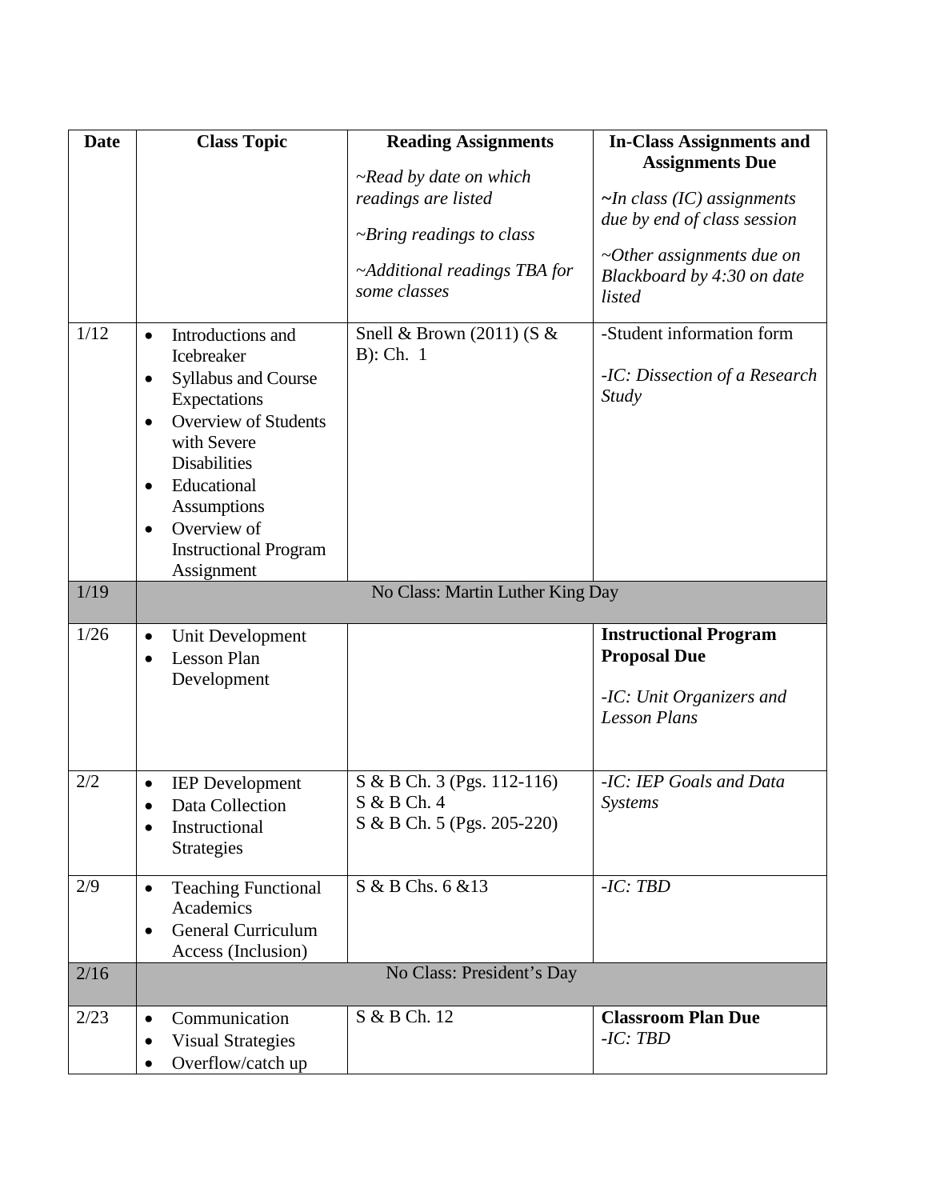| Date | Class Topic | Reading Assignments<br>*~Read by date on which readings are listed*<br>*~Bring readings to class*<br>*~Additional readings TBA for some classes* | In-Class Assignments and Assignments Due<br>*~In class (IC) assignments due by end of class session*<br>*~Other assignments due on Blackboard by 4:30 on date listed* |
|---|---|---|---|
| 1/12 | • Introductions and Icebreaker<br>• Syllabus and Course Expectations<br>• Overview of Students with Severe Disabilities<br>• Educational Assumptions<br>• Overview of Instructional Program Assignment | Snell & Brown (2011) (S & B): Ch. 1 | -Student information form<br>*-IC: Dissection of a Research Study* |
| 1/19 | No Class: Martin Luther King Day | | |
| 1/26 | • Unit Development<br>• Lesson Plan Development | | **Instructional Program Proposal Due**<br>*-IC: Unit Organizers and Lesson Plans* |
| 2/2 | • IEP Development<br>• Data Collection<br>• Instructional Strategies | S & B Ch. 3 (Pgs. 112-116)<br>S & B Ch. 4<br>S & B Ch. 5 (Pgs. 205-220) | *-IC: IEP Goals and Data Systems* |
| 2/9 | • Teaching Functional Academics<br>• General Curriculum Access (Inclusion) | S & B Chs. 6 &13 | *-IC: TBD* |
| 2/16 | No Class: President's Day | | |
| 2/23 | • Communication<br>• Visual Strategies<br>• Overflow/catch up | S & B Ch. 12 | **Classroom Plan Due**<br>*-IC: TBD* |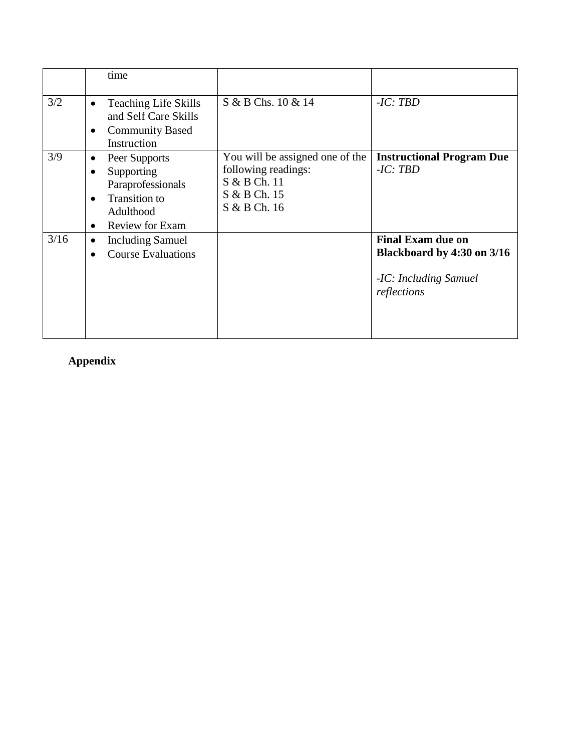| | | | |
|---|---|---|---|
| | time | | |
| 3/2 | • Teaching Life Skills and Self Care Skills<br>• Community Based Instruction | S & B Chs. 10 & 14 | *-IC: TBD* |
| 3/9 | • Peer Supports<br>• Supporting Paraprofessionals<br>• Transition to Adulthood<br>• Review for Exam | You will be assigned one of the following readings:<br>S & B Ch. 11<br>S & B Ch. 15<br>S & B Ch. 16 | **Instructional Program Due**<br>*-IC: TBD* |
| 3/16 | • Including Samuel<br>• Course Evaluations | | **Final Exam due on Blackboard by 4:30 on 3/16**<br><br>*-IC: Including Samuel reflections* |

**Appendix**